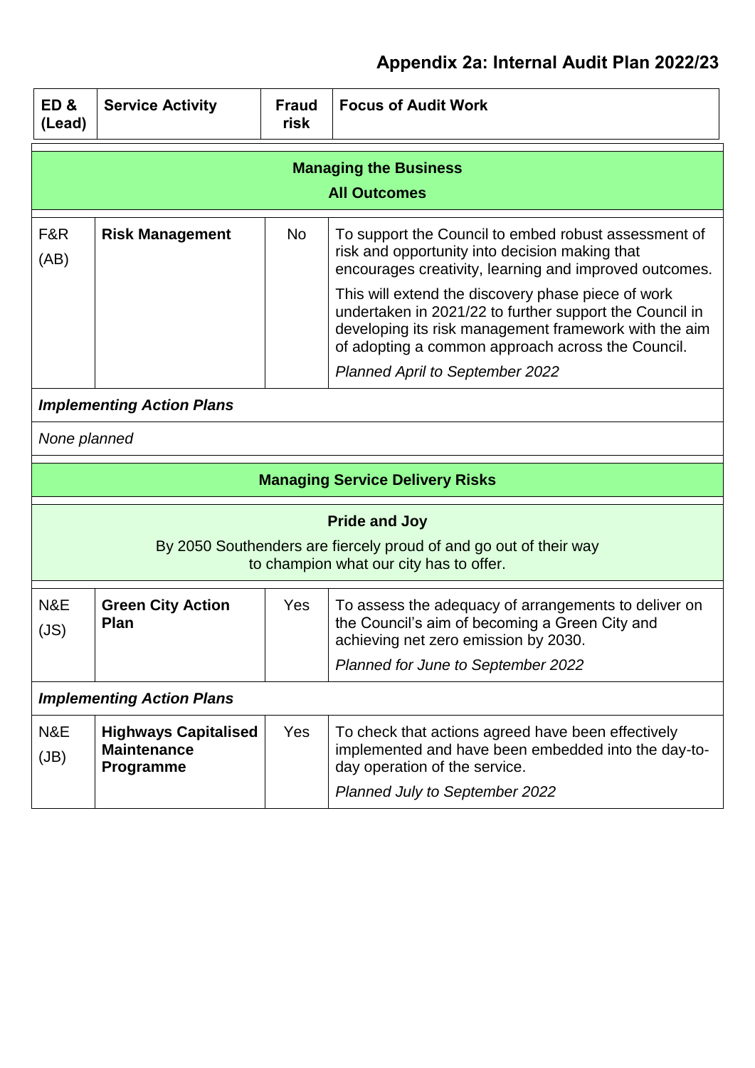# Appendix 2a: Internal Audit Plan 2022/23

| ED & (Lead) | Service Activity | Fraud risk | Focus of Audit Work |
|---|---|---|---|
| **Managing the Business** **All Outcomes** | | | |
| F&R (AB) | **Risk Management** | No | To support the Council to embed robust assessment of risk and opportunity into decision making that encourages creativity, learning and improved outcomes. This will extend the discovery phase piece of work undertaken in 2021/22 to further support the Council in developing its risk management framework with the aim of adopting a common approach across the Council. *Planned April to September 2022* |
| ***Implementing Action Plans*** | | | |
| *None planned* | | | |
| **Managing Service Delivery Risks** | | | |
| **Pride and Joy** By 2050 Southenders are fiercely proud of and go out of their way to champion what our city has to offer. | | | |
| N&E (JS) | **Green City Action Plan** | Yes | To assess the adequacy of arrangements to deliver on the Council's aim of becoming a Green City and achieving net zero emission by 2030. *Planned for June to September 2022* |
| ***Implementing Action Plans*** | | | |
| N&E (JB) | **Highways Capitalised Maintenance Programme** | Yes | To check that actions agreed have been effectively implemented and have been embedded into the day-to-day operation of the service. *Planned July to September 2022* |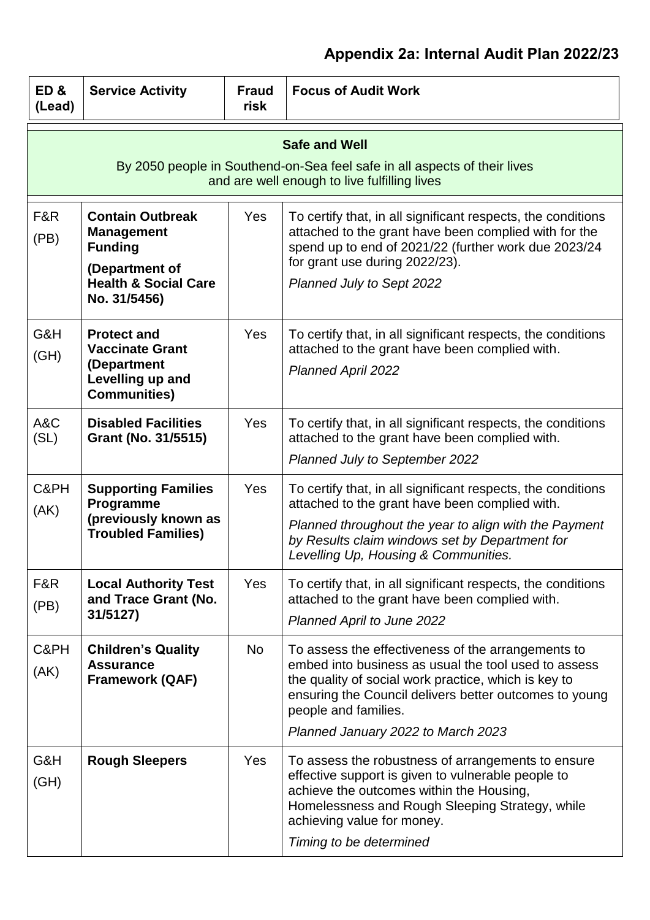# Appendix 2a: Internal Audit Plan 2022/23

| ED & (Lead) | Service Activity | Fraud risk | Focus of Audit Work |
|---|---|---|---|
| **Safe and Well**<br>By 2050 people in Southend-on-Sea feel safe in all aspects of their lives and are well enough to live fulfilling lives | | | |
| F&R (PB) | **Contain Outbreak Management Funding (Department of Health & Social Care No. 31/5456)** | Yes | To certify that, in all significant respects, the conditions attached to the grant have been complied with for the spend up to end of 2021/22 (further work due 2023/24 for grant use during 2022/23).<br>*Planned July to Sept 2022* |
| G&H (GH) | **Protect and Vaccinate Grant (Department Levelling up and Communities)** | Yes | To certify that, in all significant respects, the conditions attached to the grant have been complied with.<br>*Planned April 2022* |
| A&C (SL) | **Disabled Facilities Grant (No. 31/5515)** | Yes | To certify that, in all significant respects, the conditions attached to the grant have been complied with.<br>*Planned July to September 2022* |
| C&PH (AK) | **Supporting Families Programme (previously known as Troubled Families)** | Yes | To certify that, in all significant respects, the conditions attached to the grant have been complied with.<br>*Planned throughout the year to align with the Payment by Results claim windows set by Department for Levelling Up, Housing & Communities.* |
| F&R (PB) | **Local Authority Test and Trace Grant (No. 31/5127)** | Yes | To certify that, in all significant respects, the conditions attached to the grant have been complied with.<br>*Planned April to June 2022* |
| C&PH (AK) | **Children's Quality Assurance Framework (QAF)** | No | To assess the effectiveness of the arrangements to embed into business as usual the tool used to assess the quality of social work practice, which is key to ensuring the Council delivers better outcomes to young people and families.<br>*Planned January 2022 to March 2023* |
| G&H (GH) | **Rough Sleepers** | Yes | To assess the robustness of arrangements to ensure effective support is given to vulnerable people to achieve the outcomes within the Housing, Homelessness and Rough Sleeping Strategy, while achieving value for money.<br>*Timing to be determined* |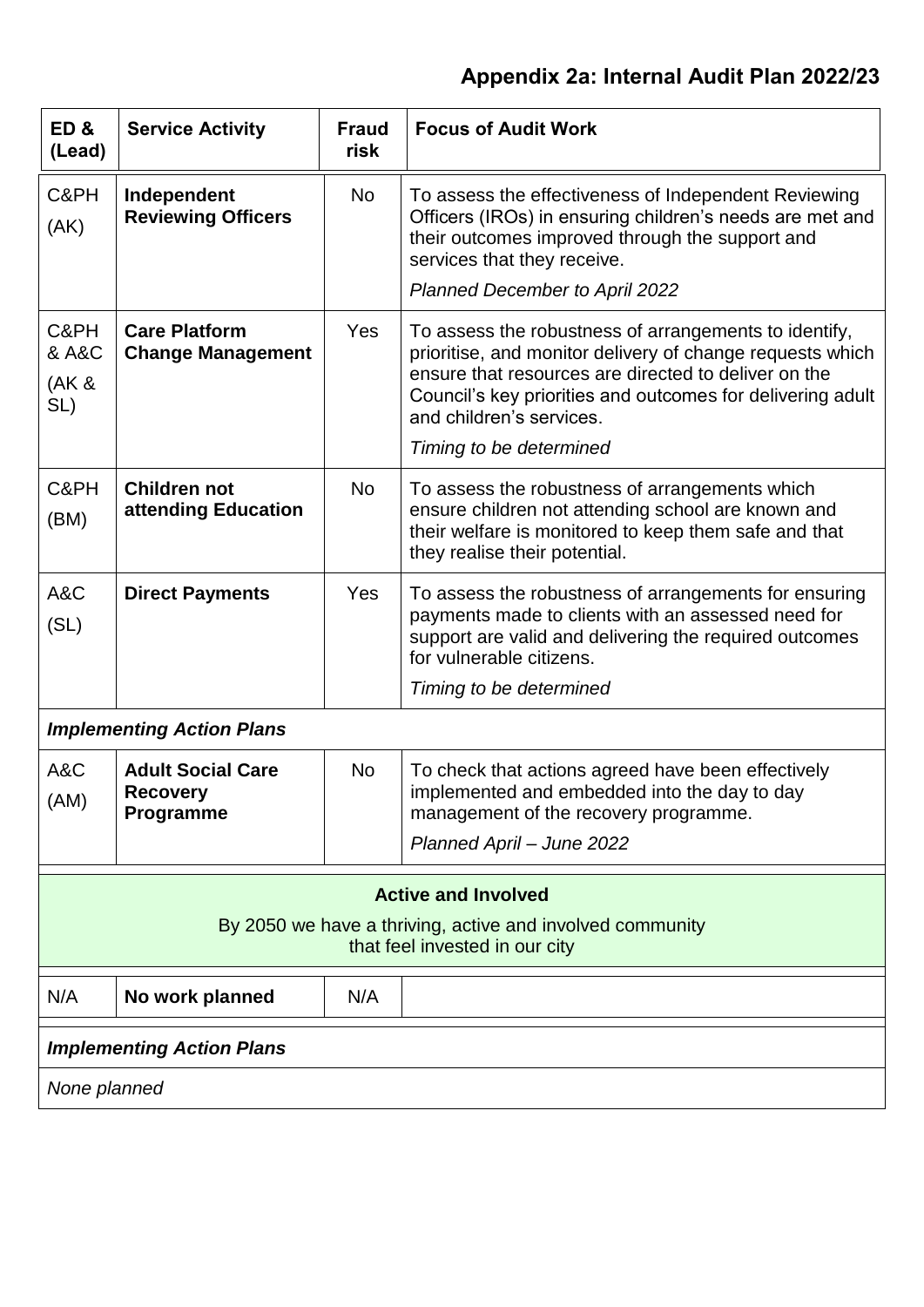## Appendix 2a: Internal Audit Plan 2022/23

| ED & (Lead) | Service Activity | Fraud risk | Focus of Audit Work |
|---|---|---|---|
| C&PH (AK) | **Independent Reviewing Officers** | No | To assess the effectiveness of Independent Reviewing Officers (IROs) in ensuring children's needs are met and their outcomes improved through the support and services that they receive. *Planned December to April 2022* |
| C&PH & A&C (AK & SL) | **Care Platform Change Management** | Yes | To assess the robustness of arrangements to identify, prioritise, and monitor delivery of change requests which ensure that resources are directed to deliver on the Council's key priorities and outcomes for delivering adult and children's services. *Timing to be determined* |
| C&PH (BM) | **Children not attending Education** | No | To assess the robustness of arrangements which ensure children not attending school are known and their welfare is monitored to keep them safe and that they realise their potential. |
| A&C (SL) | **Direct Payments** | Yes | To assess the robustness of arrangements for ensuring payments made to clients with an assessed need for support are valid and delivering the required outcomes for vulnerable citizens. *Timing to be determined* |
| ***Implementing Action Plans*** | | | |
| A&C (AM) | **Adult Social Care Recovery Programme** | No | To check that actions agreed have been effectively implemented and embedded into the day to day management of the recovery programme. *Planned April – June 2022* |
| **Active and Involved** By 2050 we have a thriving, active and involved community that feel invested in our city | | | |
| N/A | **No work planned** | N/A | |
| ***Implementing Action Plans*** | | | |
| *None planned* | | | |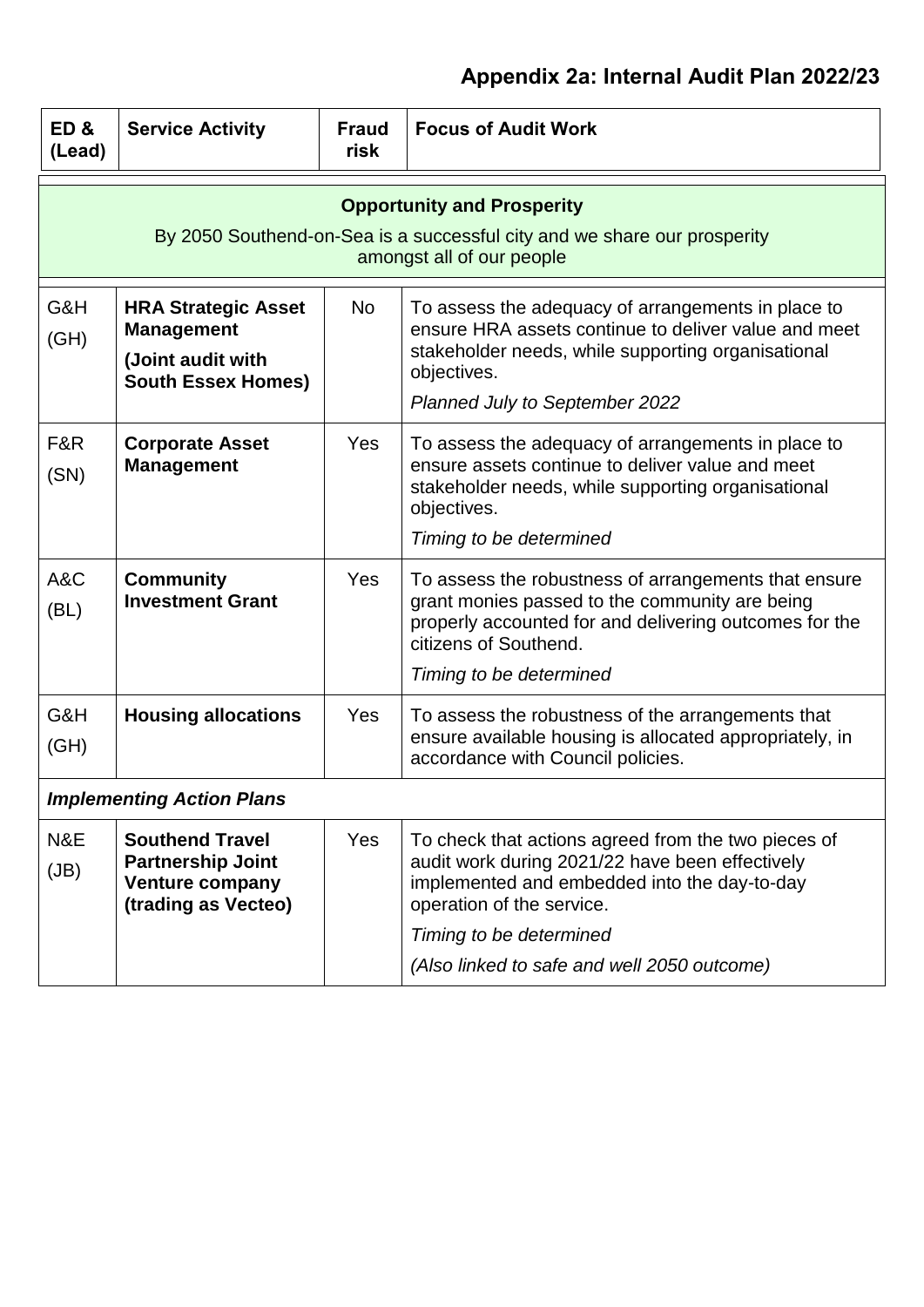## Appendix 2a: Internal Audit Plan 2022/23

| ED & (Lead) | Service Activity | Fraud risk | Focus of Audit Work |
|---|---|---|---|
| **Opportunity and Prosperity**<br>By 2050 Southend-on-Sea is a successful city and we share our prosperity amongst all of our people | | | |
| G&H (GH) | **HRA Strategic Asset Management**<br>**(Joint audit with South Essex Homes)** | No | To assess the adequacy of arrangements in place to ensure HRA assets continue to deliver value and meet stakeholder needs, while supporting organisational objectives.<br>*Planned July to September 2022* |
| F&R (SN) | **Corporate Asset Management** | Yes | To assess the adequacy of arrangements in place to ensure assets continue to deliver value and meet stakeholder needs, while supporting organisational objectives.<br>*Timing to be determined* |
| A&C (BL) | **Community Investment Grant** | Yes | To assess the robustness of arrangements that ensure grant monies passed to the community are being properly accounted for and delivering outcomes for the citizens of Southend.<br>*Timing to be determined* |
| G&H (GH) | **Housing allocations** | Yes | To assess the robustness of the arrangements that ensure available housing is allocated appropriately, in accordance with Council policies. |
| ***Implementing Action Plans*** | | | |
| N&E (JB) | **Southend Travel Partnership Joint Venture company (trading as Vecteo)** | Yes | To check that actions agreed from the two pieces of audit work during 2021/22 have been effectively implemented and embedded into the day-to-day operation of the service.<br>*Timing to be determined*<br>*(Also linked to safe and well 2050 outcome)* |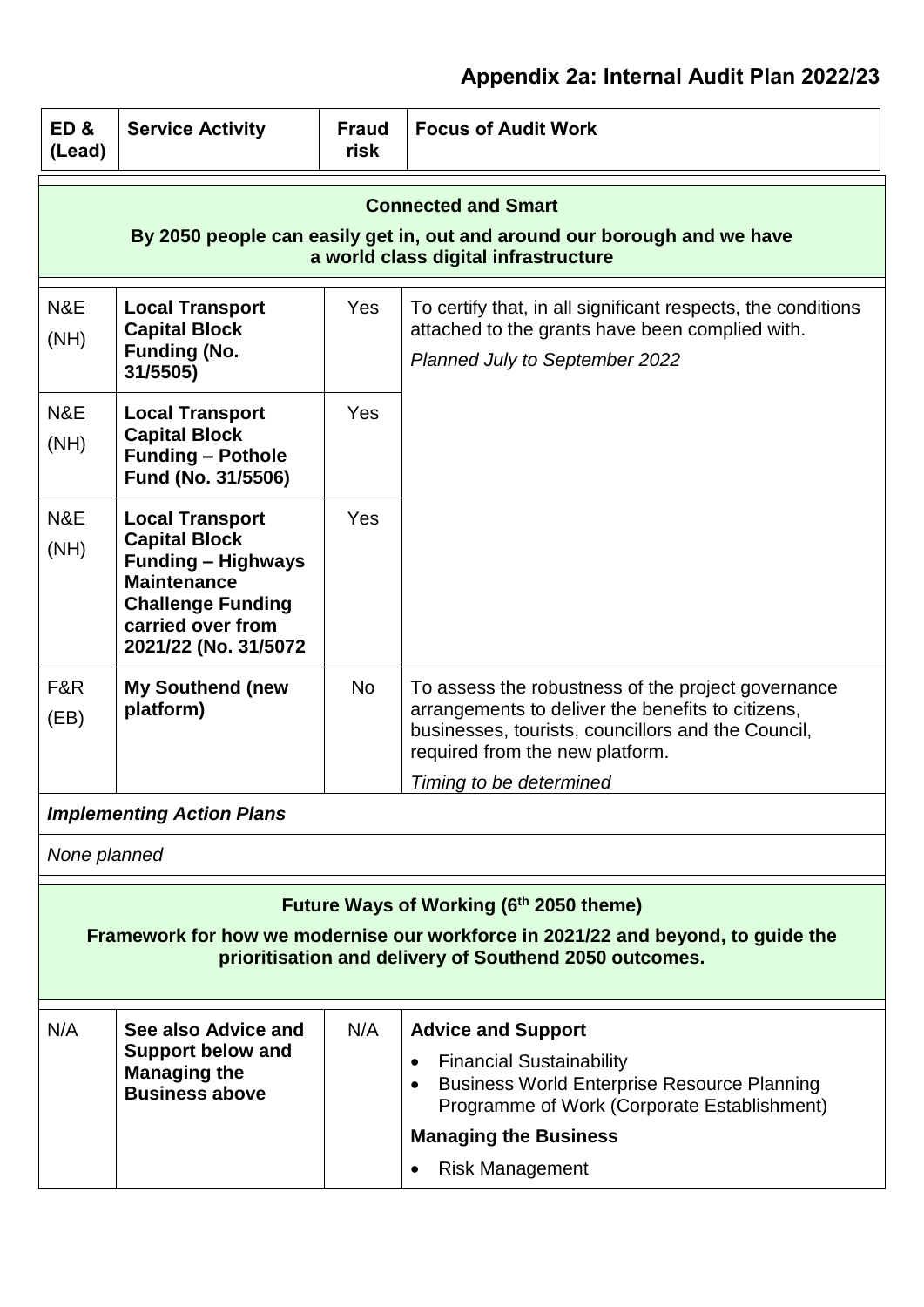# Appendix 2a: Internal Audit Plan 2022/23

| ED & (Lead) | Service Activity | Fraud risk | Focus of Audit Work |
|---|---|---|---|
| **Connected and Smart**<br>**By 2050 people can easily get in, out and around our borough and we have a world class digital infrastructure** | | | |
| N&E (NH) | **Local Transport Capital Block Funding (No. 31/5505)** | Yes | To certify that, in all significant respects, the conditions attached to the grants have been complied with.<br>*Planned July to September 2022* |
| N&E (NH) | **Local Transport Capital Block Funding – Pothole Fund (No. 31/5506)** | Yes | |
| N&E (NH) | **Local Transport Capital Block Funding – Highways Maintenance Challenge Funding carried over from 2021/22 (No. 31/5072** | Yes | |
| F&R (EB) | **My Southend (new platform)** | No | To assess the robustness of the project governance arrangements to deliver the benefits to citizens, businesses, tourists, councillors and the Council, required from the new platform.<br>*Timing to be determined* |
| ***Implementing Action Plans*** | | | |
| *None planned* | | | |
| **Future Ways of Working (6th 2050 theme)**<br>**Framework for how we modernise our workforce in 2021/22 and beyond, to guide the prioritisation and delivery of Southend 2050 outcomes.** | | | |
| N/A | **See also Advice and Support below and Managing the Business above** | N/A | **Advice and Support**<br>• Financial Sustainability<br>• Business World Enterprise Resource Planning Programme of Work (Corporate Establishment)<br>**Managing the Business**<br>• Risk Management |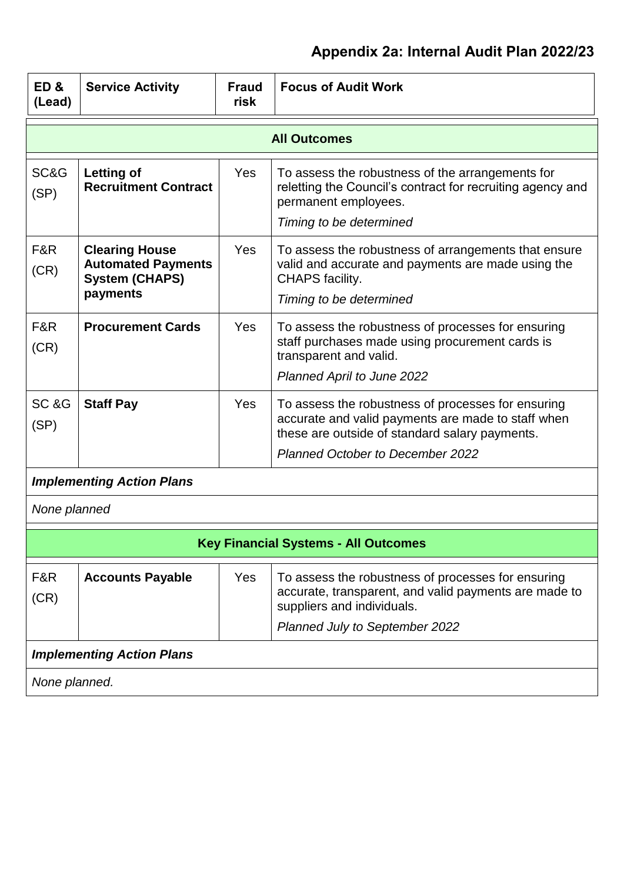## Appendix 2a: Internal Audit Plan 2022/23

| ED & (Lead) | Service Activity | Fraud risk | Focus of Audit Work |
|---|---|---|---|
| **All Outcomes** | | | |
| SC&G (SP) | **Letting of Recruitment Contract** | Yes | To assess the robustness of the arrangements for reletting the Council's contract for recruiting agency and permanent employees. *Timing to be determined* |
| F&R (CR) | **Clearing House Automated Payments System (CHAPS) payments** | Yes | To assess the robustness of arrangements that ensure valid and accurate and payments are made using the CHAPS facility. *Timing to be determined* |
| F&R (CR) | **Procurement Cards** | Yes | To assess the robustness of processes for ensuring staff purchases made using procurement cards is transparent and valid. *Planned April to June 2022* |
| SC &G (SP) | **Staff Pay** | Yes | To assess the robustness of processes for ensuring accurate and valid payments are made to staff when these are outside of standard salary payments. *Planned October to December 2022* |
| ***Implementing Action Plans*** | | | |
| *None planned* | | | |
| **Key Financial Systems - All Outcomes** | | | |
| F&R (CR) | **Accounts Payable** | Yes | To assess the robustness of processes for ensuring accurate, transparent, and valid payments are made to suppliers and individuals. *Planned July to September 2022* |
| ***Implementing Action Plans*** | | | |
| *None planned.* | | | |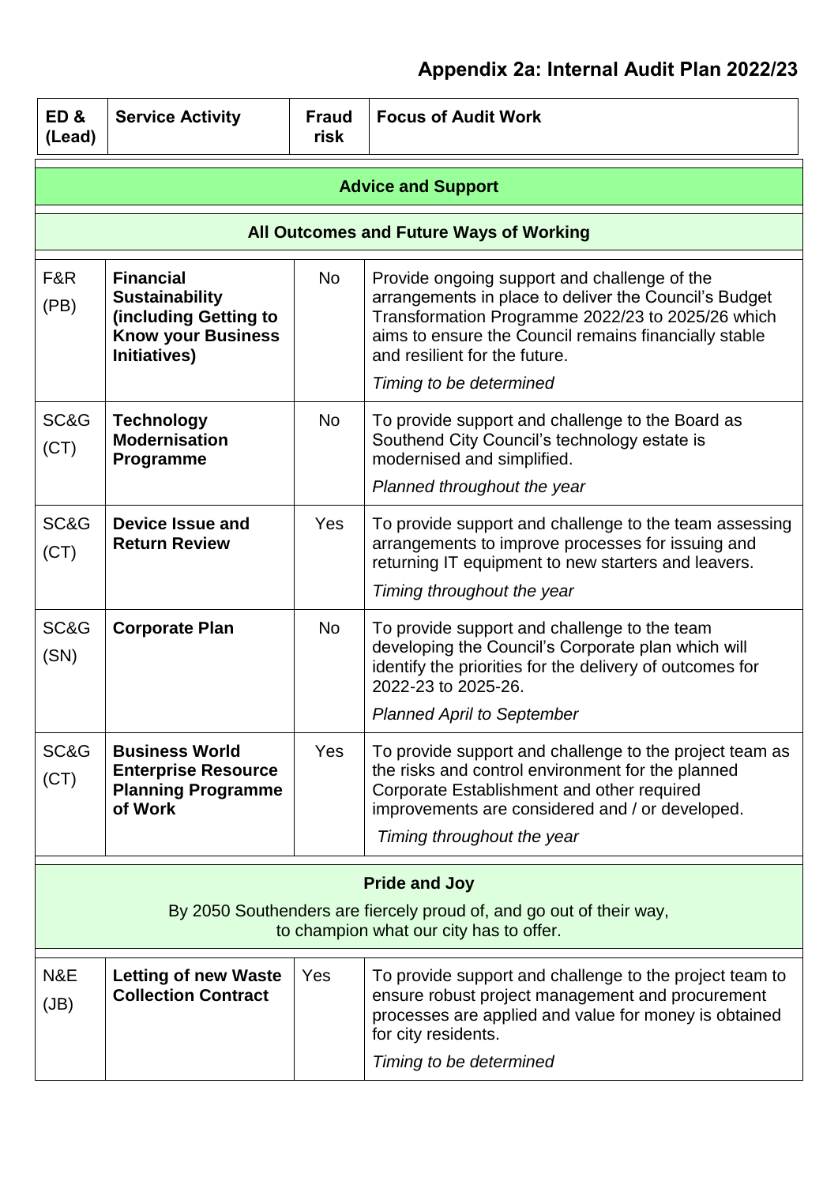# Appendix 2a: Internal Audit Plan 2022/23

| ED & (Lead) | Service Activity | Fraud risk | Focus of Audit Work |
|---|---|---|---|
| **Advice and Support** | | | |
| **All Outcomes and Future Ways of Working** | | | |
| F&R (PB) | **Financial Sustainability (including Getting to Know your Business Initiatives)** | No | Provide ongoing support and challenge of the arrangements in place to deliver the Council's Budget Transformation Programme 2022/23 to 2025/26 which aims to ensure the Council remains financially stable and resilient for the future. *Timing to be determined* |
| SC&G (CT) | **Technology Modernisation Programme** | No | To provide support and challenge to the Board as Southend City Council's technology estate is modernised and simplified. *Planned throughout the year* |
| SC&G (CT) | **Device Issue and Return Review** | Yes | To provide support and challenge to the team assessing arrangements to improve processes for issuing and returning IT equipment to new starters and leavers. *Timing throughout the year* |
| SC&G (SN) | **Corporate Plan** | No | To provide support and challenge to the team developing the Council's Corporate plan which will identify the priorities for the delivery of outcomes for 2022-23 to 2025-26. *Planned April to September* |
| SC&G (CT) | **Business World Enterprise Resource Planning Programme of Work** | Yes | To provide support and challenge to the project team as the risks and control environment for the planned Corporate Establishment and other required improvements are considered and / or developed. *Timing throughout the year* |
| **Pride and Joy** By 2050 Southenders are fiercely proud of, and go out of their way, to champion what our city has to offer. | | | |
| N&E (JB) | **Letting of new Waste Collection Contract** | Yes | To provide support and challenge to the project team to ensure robust project management and procurement processes are applied and value for money is obtained for city residents. *Timing to be determined* |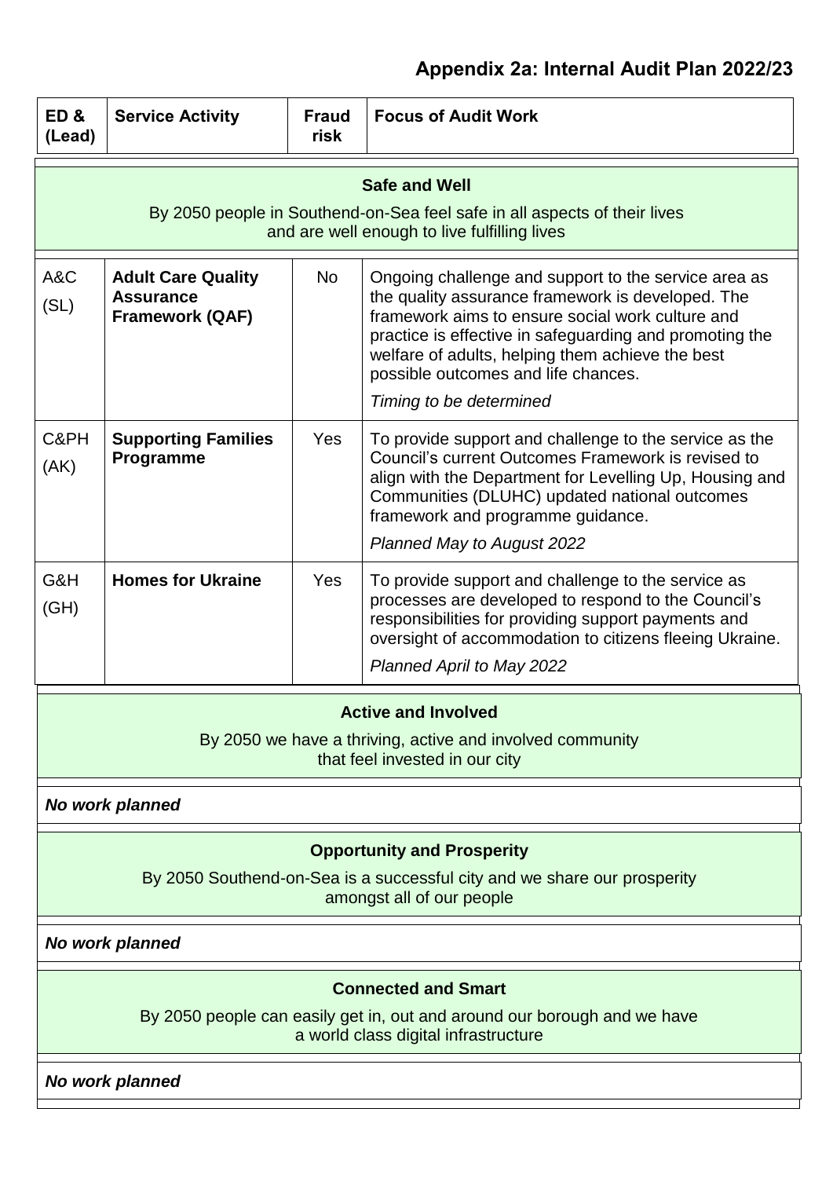## Appendix 2a: Internal Audit Plan 2022/23

| ED & (Lead) | Service Activity | Fraud risk | Focus of Audit Work |
|---|---|---|---|
| **Safe and Well**<br>By 2050 people in Southend-on-Sea feel safe in all aspects of their lives and are well enough to live fulfilling lives | | | |
| A&C<br>(SL) | **Adult Care Quality Assurance Framework (QAF)** | No | Ongoing challenge and support to the service area as the quality assurance framework is developed. The framework aims to ensure social work culture and practice is effective in safeguarding and promoting the welfare of adults, helping them achieve the best possible outcomes and life chances.<br>*Timing to be determined* |
| C&PH<br>(AK) | **Supporting Families Programme** | Yes | To provide support and challenge to the service as the Council's current Outcomes Framework is revised to align with the Department for Levelling Up, Housing and Communities (DLUHC) updated national outcomes framework and programme guidance.<br>*Planned May to August 2022* |
| G&H<br>(GH) | **Homes for Ukraine** | Yes | To provide support and challenge to the service as processes are developed to respond to the Council's responsibilities for providing support payments and oversight of accommodation to citizens fleeing Ukraine.<br>*Planned April to May 2022* |
| **Active and Involved**<br>By 2050 we have a thriving, active and involved community that feel invested in our city | | | |
| ***No work planned*** | | | |
| **Opportunity and Prosperity**<br>By 2050 Southend-on-Sea is a successful city and we share our prosperity amongst all of our people | | | |
| ***No work planned*** | | | |
| **Connected and Smart**<br>By 2050 people can easily get in, out and around our borough and we have a world class digital infrastructure | | | |
| ***No work planned*** | | | |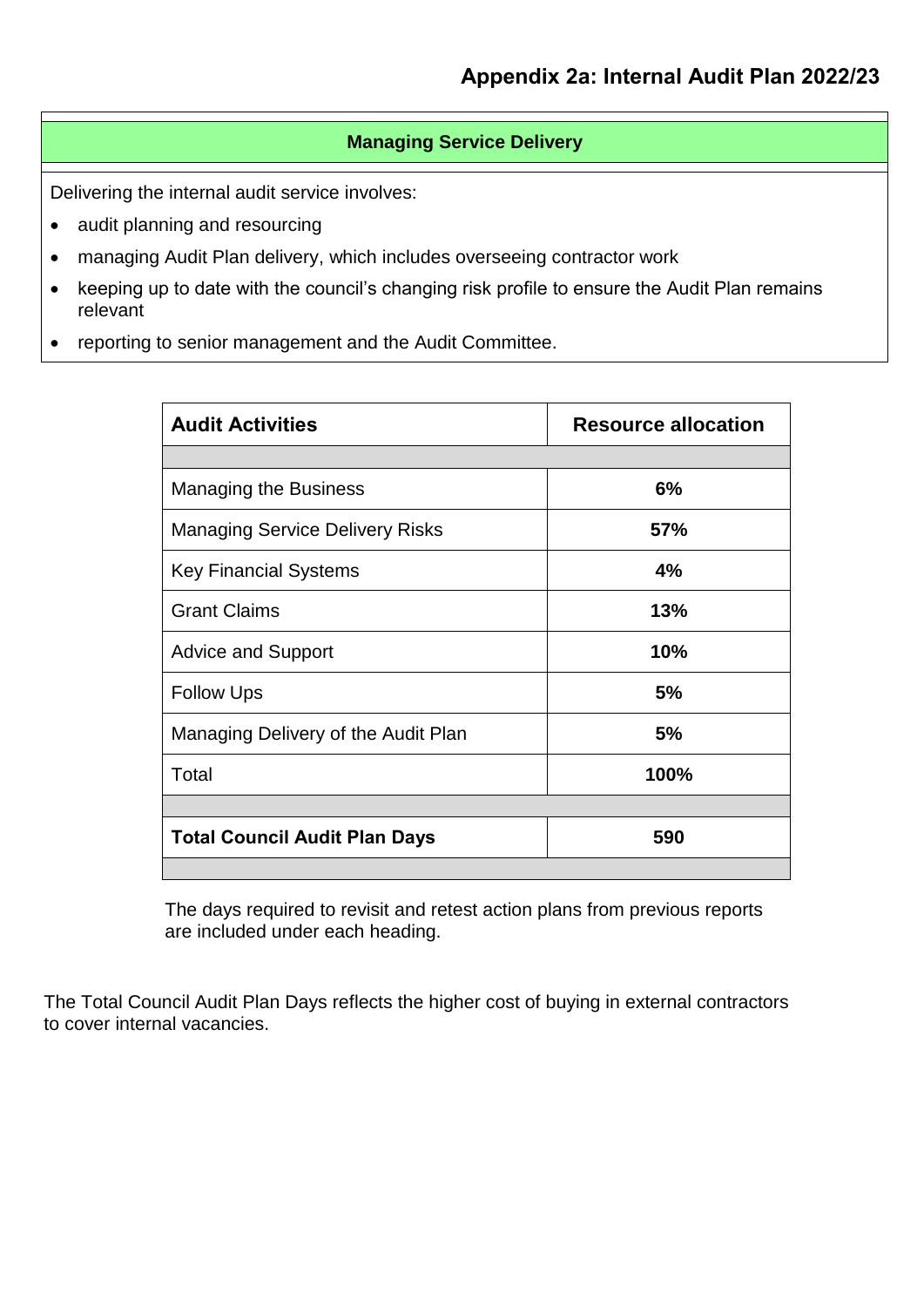## Appendix 2a: Internal Audit Plan 2022/23

### Managing Service Delivery

Delivering the internal audit service involves:

- audit planning and resourcing
- managing Audit Plan delivery, which includes overseeing contractor work
- keeping up to date with the council's changing risk profile to ensure the Audit Plan remains relevant
- reporting to senior management and the Audit Committee.

| **Audit Activities** | **Resource allocation** |
|---|---|
| | |
| Managing the Business | **6%** |
| Managing Service Delivery Risks | **57%** |
| Key Financial Systems | **4%** |
| Grant Claims | **13%** |
| Advice and Support | **10%** |
| Follow Ups | **5%** |
| Managing Delivery of the Audit Plan | **5%** |
| Total | **100%** |
| | |
| **Total Council Audit Plan Days** | **590** |
| | |

The days required to revisit and retest action plans from previous reports are included under each heading.

The Total Council Audit Plan Days reflects the higher cost of buying in external contractors to cover internal vacancies.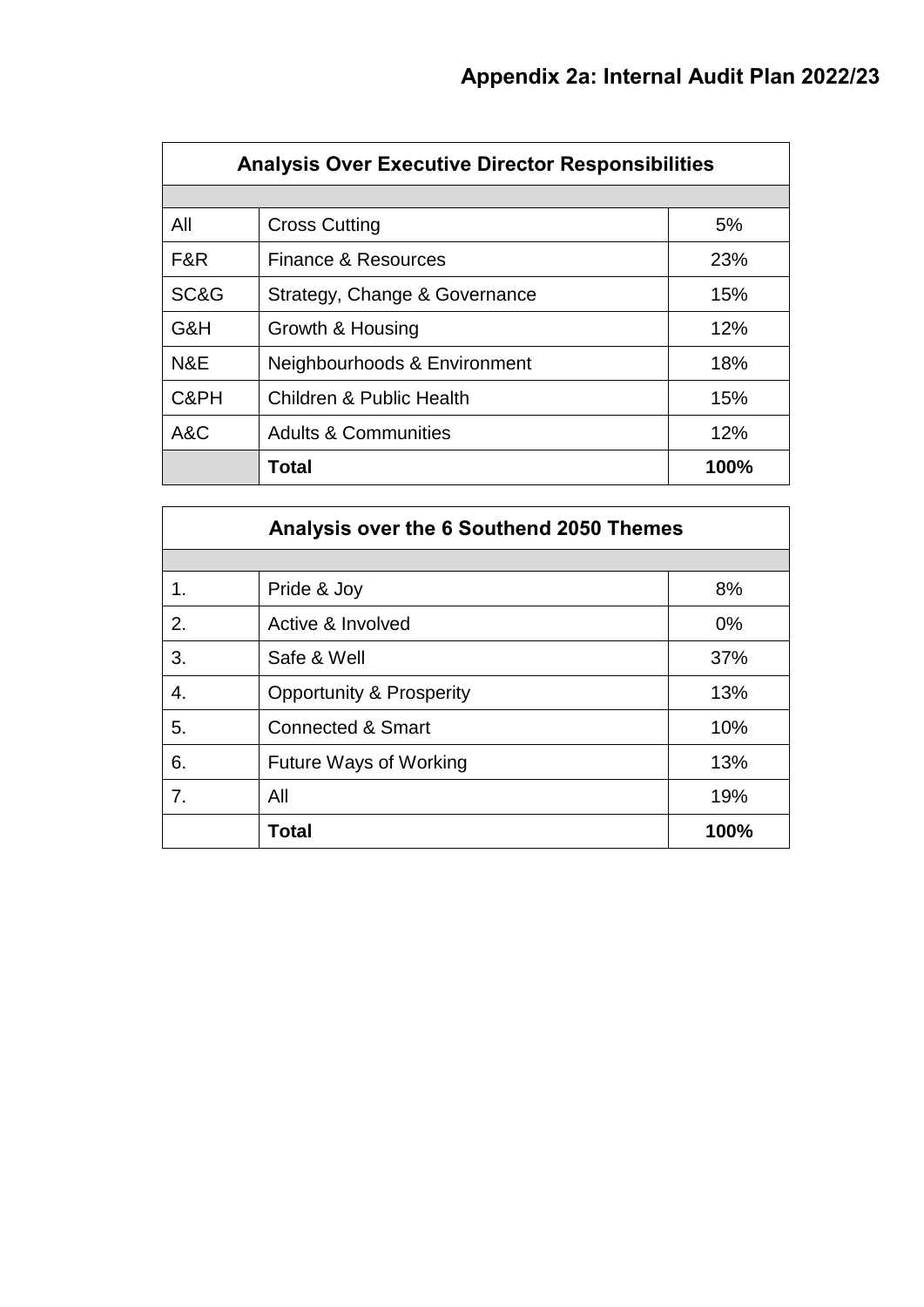# Appendix 2a: Internal Audit Plan 2022/23

| Analysis Over Executive Director Responsibilities | | |
|---|---|---|
| | | |
| All | Cross Cutting | 5% |
| F&R | Finance & Resources | 23% |
| SC&G | Strategy, Change & Governance | 15% |
| G&H | Growth & Housing | 12% |
| N&E | Neighbourhoods & Environment | 18% |
| C&PH | Children & Public Health | 15% |
| A&C | Adults & Communities | 12% |
| | **Total** | **100%** |

| Analysis over the 6 Southend 2050 Themes | | |
|---|---|---|
| | | |
| 1. | Pride & Joy | 8% |
| 2. | Active & Involved | 0% |
| 3. | Safe & Well | 37% |
| 4. | Opportunity & Prosperity | 13% |
| 5. | Connected & Smart | 10% |
| 6. | Future Ways of Working | 13% |
| 7. | All | 19% |
| | **Total** | **100%** |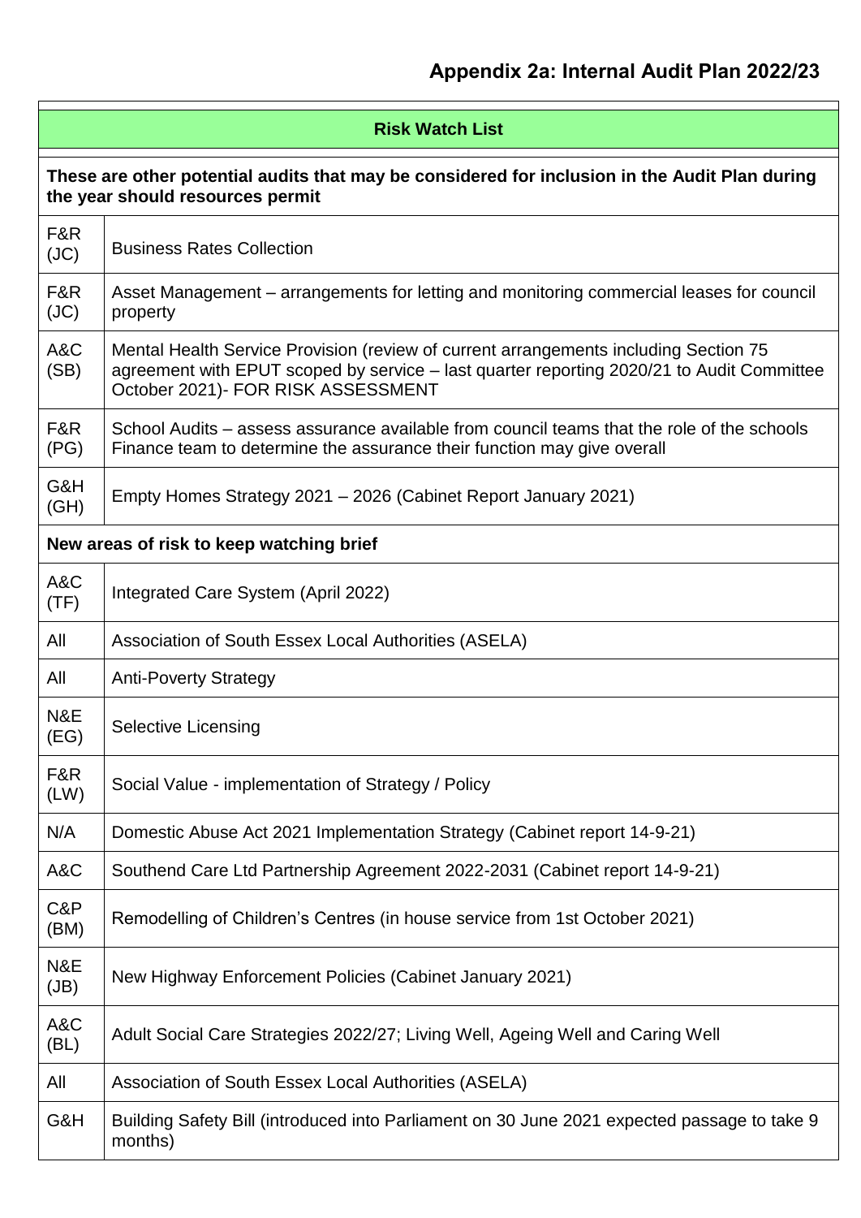## Appendix 2a: Internal Audit Plan 2022/23

| | |
|---|---|
| **Risk Watch List** | |
| **These are other potential audits that may be considered for inclusion in the Audit Plan during the year should resources permit** | |
| F&R (JC) | Business Rates Collection |
| F&R (JC) | Asset Management – arrangements for letting and monitoring commercial leases for council property |
| A&C (SB) | Mental Health Service Provision (review of current arrangements including Section 75 agreement with EPUT scoped by service – last quarter reporting 2020/21 to Audit Committee October 2021)- FOR RISK ASSESSMENT |
| F&R (PG) | School Audits – assess assurance available from council teams that the role of the schools Finance team to determine the assurance their function may give overall |
| G&H (GH) | Empty Homes Strategy 2021 – 2026 (Cabinet Report January 2021) |
| **New areas of risk to keep watching brief** | |
| A&C (TF) | Integrated Care System (April 2022) |
| All | Association of South Essex Local Authorities (ASELA) |
| All | Anti-Poverty Strategy |
| N&E (EG) | Selective Licensing |
| F&R (LW) | Social Value - implementation of Strategy / Policy |
| N/A | Domestic Abuse Act 2021 Implementation Strategy (Cabinet report 14-9-21) |
| A&C | Southend Care Ltd Partnership Agreement 2022-2031 (Cabinet report 14-9-21) |
| C&P (BM) | Remodelling of Children's Centres (in house service from 1st October 2021) |
| N&E (JB) | New Highway Enforcement Policies (Cabinet January 2021) |
| A&C (BL) | Adult Social Care Strategies 2022/27; Living Well, Ageing Well and Caring Well |
| All | Association of South Essex Local Authorities (ASELA) |
| G&H | Building Safety Bill (introduced into Parliament on 30 June 2021 expected passage to take 9 months) |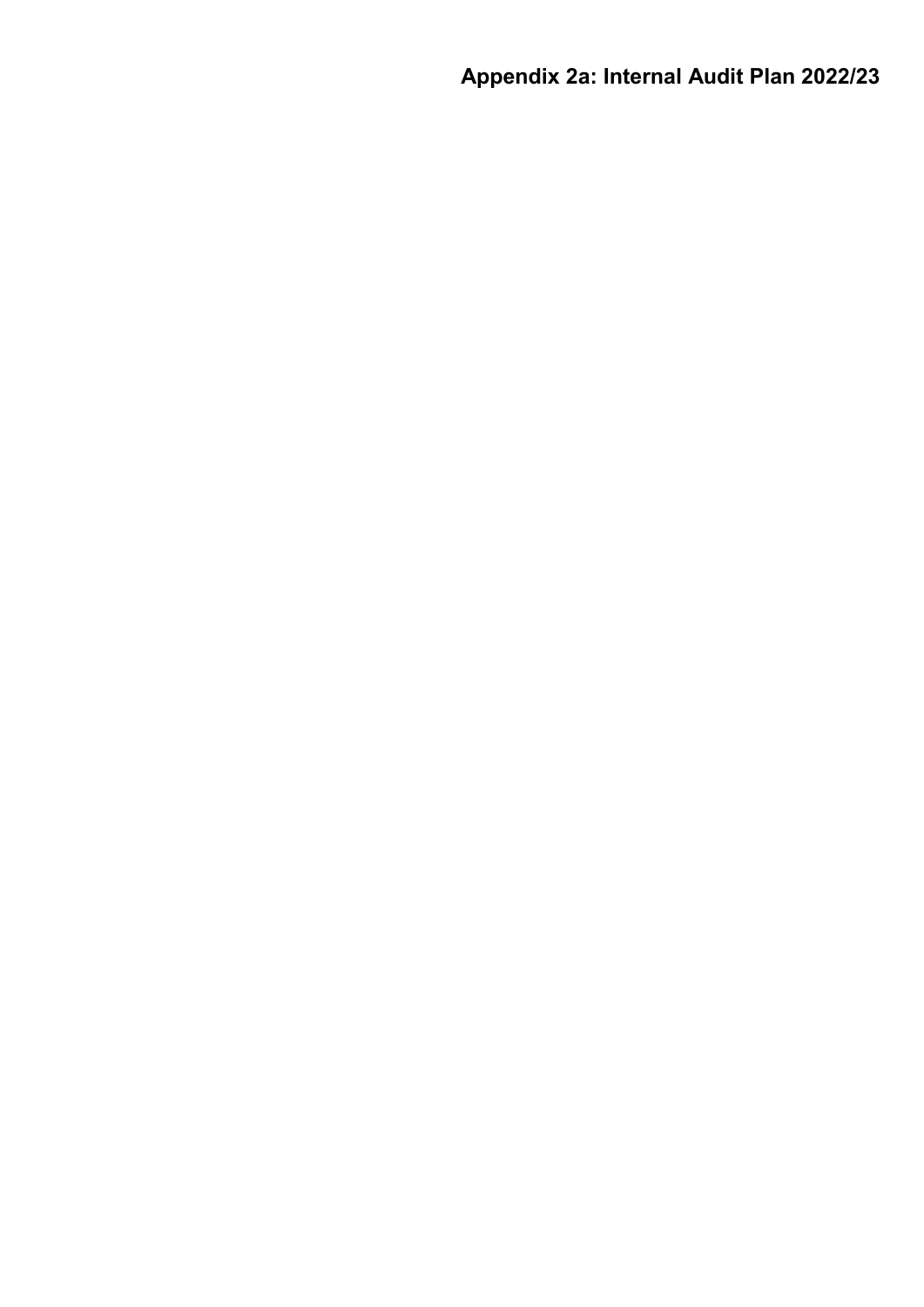# Appendix 2a: Internal Audit Plan 2022/23